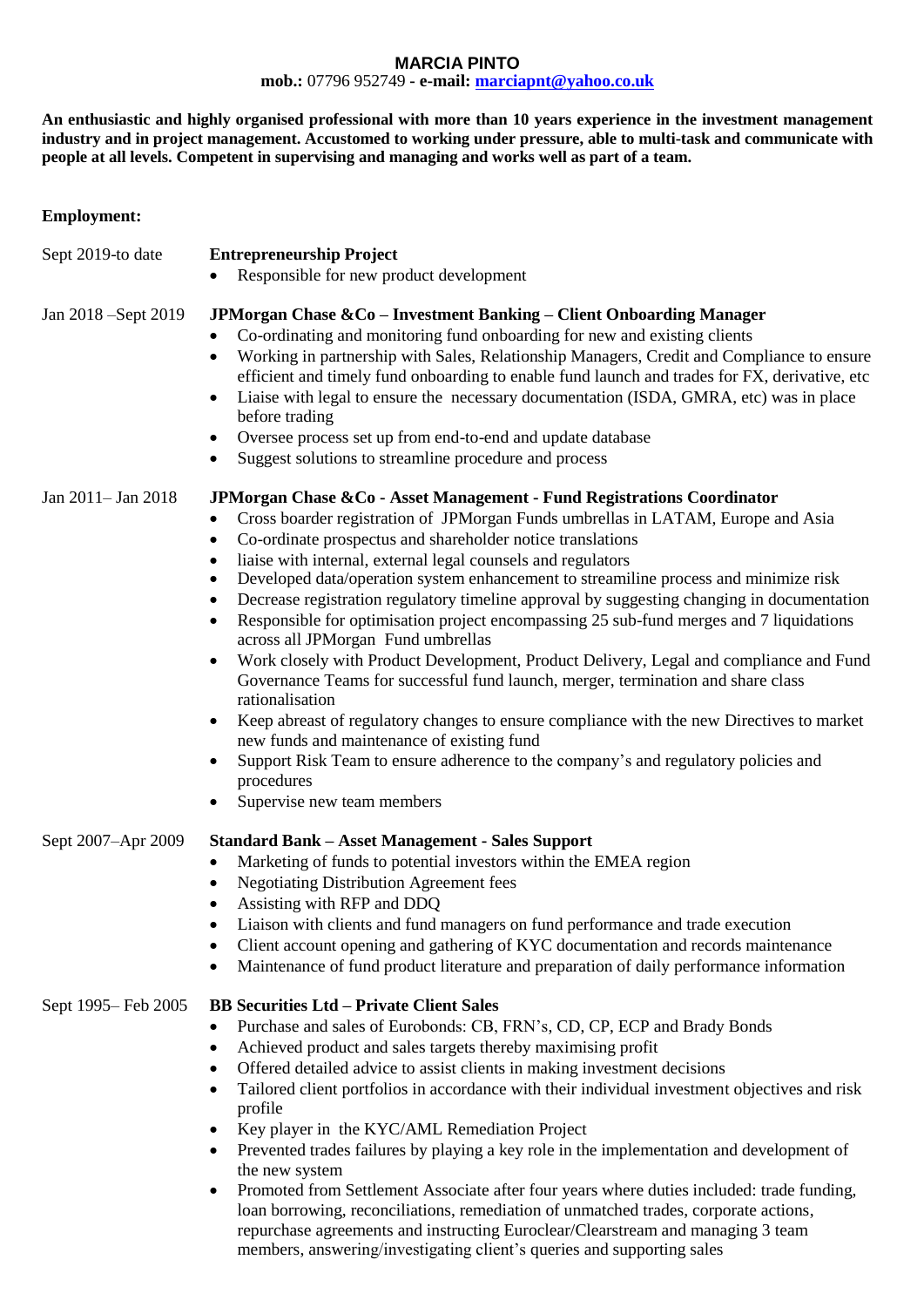# MARCIA PINTO

**mob.:** 07796 952749 - **e-mail:** marciapnt@yahoo.co.uk

**An enthusiastic and highly organised professional with more than 10 years experience in the investment management industry and in project management. Accustomed to working under pressure, able to multi-task and communicate with people at all levels. Competent in supervising and managing and works well as part of a team.**

## Employment:

**Sept 2019-to date** — **Entrepreneurship Project**

- Responsible for new product development

**Jan 2018 –Sept 2019** — **JPMorgan Chase &Co – Investment Banking – Client Onboarding Manager**

- Co-ordinating and monitoring fund onboarding for new and existing clients
- Working in partnership with Sales, Relationship Managers, Credit and Compliance to ensure efficient and timely fund onboarding to enable fund launch and trades for FX, derivative, etc
- Liaise with legal to ensure the necessary documentation (ISDA, GMRA, etc) was in place before trading
- Oversee process set up from end-to-end and update database
- Suggest solutions to streamline procedure and process

**Jan 2011– Jan 2018** — **JPMorgan Chase &Co - Asset Management - Fund Registrations Coordinator**

- Cross boarder registration of JPMorgan Funds umbrellas in LATAM, Europe and Asia
- Co-ordinate prospectus and shareholder notice translations
- liaise with internal, external legal counsels and regulators
- Developed data/operation system enhancement to streamiline process and minimize risk
- Decrease registration regulatory timeline approval by suggesting changing in documentation
- Responsible for optimisation project encompassing 25 sub-fund merges and 7 liquidations across all JPMorgan Fund umbrellas
- Work closely with Product Development, Product Delivery, Legal and compliance and Fund Governance Teams for successful fund launch, merger, termination and share class rationalisation
- Keep abreast of regulatory changes to ensure compliance with the new Directives to market new funds and maintenance of existing fund
- Support Risk Team to ensure adherence to the company's and regulatory policies and procedures
- Supervise new team members

**Sept 2007–Apr 2009** — **Standard Bank – Asset Management - Sales Support**

- Marketing of funds to potential investors within the EMEA region
- Negotiating Distribution Agreement fees
- Assisting with RFP and DDQ
- Liaison with clients and fund managers on fund performance and trade execution
- Client account opening and gathering of KYC documentation and records maintenance
- Maintenance of fund product literature and preparation of daily performance information

**Sept 1995– Feb 2005** — **BB Securities Ltd – Private Client Sales**

- Purchase and sales of Eurobonds: CB, FRN's, CD, CP, ECP and Brady Bonds
- Achieved product and sales targets thereby maximising profit
- Offered detailed advice to assist clients in making investment decisions
- Tailored client portfolios in accordance with their individual investment objectives and risk profile
- Key player in the KYC/AML Remediation Project
- Prevented trades failures by playing a key role in the implementation and development of the new system
- Promoted from Settlement Associate after four years where duties included: trade funding, loan borrowing, reconciliations, remediation of unmatched trades, corporate actions, repurchase agreements and instructing Euroclear/Clearstream and managing 3 team members, answering/investigating client's queries and supporting sales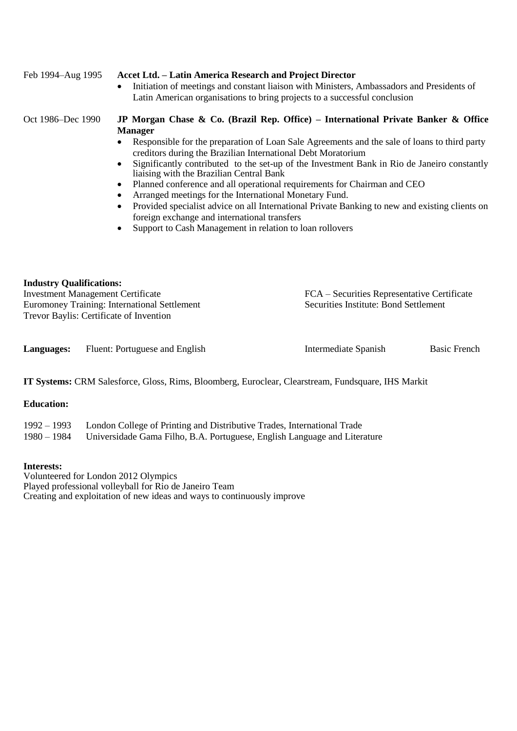Feb 1994–Aug 1995 **Accet Ltd. – Latin America Research and Project Director**

- Initiation of meetings and constant liaison with Ministers, Ambassadors and Presidents of Latin American organisations to bring projects to a successful conclusion

Oct 1986–Dec 1990 **JP Morgan Chase & Co. (Brazil Rep. Office) – International Private Banker & Office Manager**

- Responsible for the preparation of Loan Sale Agreements and the sale of loans to third party creditors during the Brazilian International Debt Moratorium
- Significantly contributed to the set-up of the Investment Bank in Rio de Janeiro constantly liaising with the Brazilian Central Bank
- Planned conference and all operational requirements for Chairman and CEO
- Arranged meetings for the International Monetary Fund.
- Provided specialist advice on all International Private Banking to new and existing clients on foreign exchange and international transfers
- Support to Cash Management in relation to loan rollovers

**Industry Qualifications:**

Investment Management Certificate
FCA – Securities Representative Certificate
Euromoney Training: International Settlement
Securities Institute: Bond Settlement
Trevor Baylis: Certificate of Invention

**Languages:** Fluent: Portuguese and English    Intermediate Spanish    Basic French

**IT Systems:** CRM Salesforce, Gloss, Rims, Bloomberg, Euroclear, Clearstream, Fundsquare, IHS Markit

**Education:**

1992 – 1993 London College of Printing and Distributive Trades, International Trade
1980 – 1984 Universidade Gama Filho, B.A. Portuguese, English Language and Literature

**Interests:**

Volunteered for London 2012 Olympics
Played professional volleyball for Rio de Janeiro Team
Creating and exploitation of new ideas and ways to continuously improve